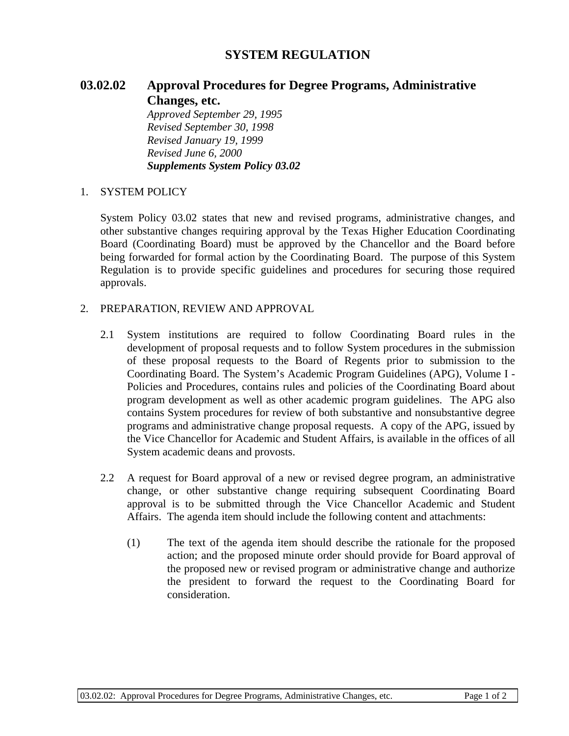# SYSTEM REGULATION

## 03.02.02 Approval Procedures for Degree Programs, Administrative Changes, etc.

*Approved September 29, 1995*
*Revised September 30, 1998*
*Revised January 19, 1999*
*Revised June 6, 2000*
***Supplements System Policy 03.02***

1. SYSTEM POLICY

   System Policy 03.02 states that new and revised programs, administrative changes, and other substantive changes requiring approval by the Texas Higher Education Coordinating Board (Coordinating Board) must be approved by the Chancellor and the Board before being forwarded for formal action by the Coordinating Board. The purpose of this System Regulation is to provide specific guidelines and procedures for securing those required approvals.

2. PREPARATION, REVIEW AND APPROVAL

   2.1 System institutions are required to follow Coordinating Board rules in the development of proposal requests and to follow System procedures in the submission of these proposal requests to the Board of Regents prior to submission to the Coordinating Board. The System's Academic Program Guidelines (APG), Volume I - Policies and Procedures, contains rules and policies of the Coordinating Board about program development as well as other academic program guidelines. The APG also contains System procedures for review of both substantive and nonsubstantive degree programs and administrative change proposal requests. A copy of the APG, issued by the Vice Chancellor for Academic and Student Affairs, is available in the offices of all System academic deans and provosts.

   2.2 A request for Board approval of a new or revised degree program, an administrative change, or other substantive change requiring subsequent Coordinating Board approval is to be submitted through the Vice Chancellor Academic and Student Affairs. The agenda item should include the following content and attachments:

      (1) The text of the agenda item should describe the rationale for the proposed action; and the proposed minute order should provide for Board approval of the proposed new or revised program or administrative change and authorize the president to forward the request to the Coordinating Board for consideration.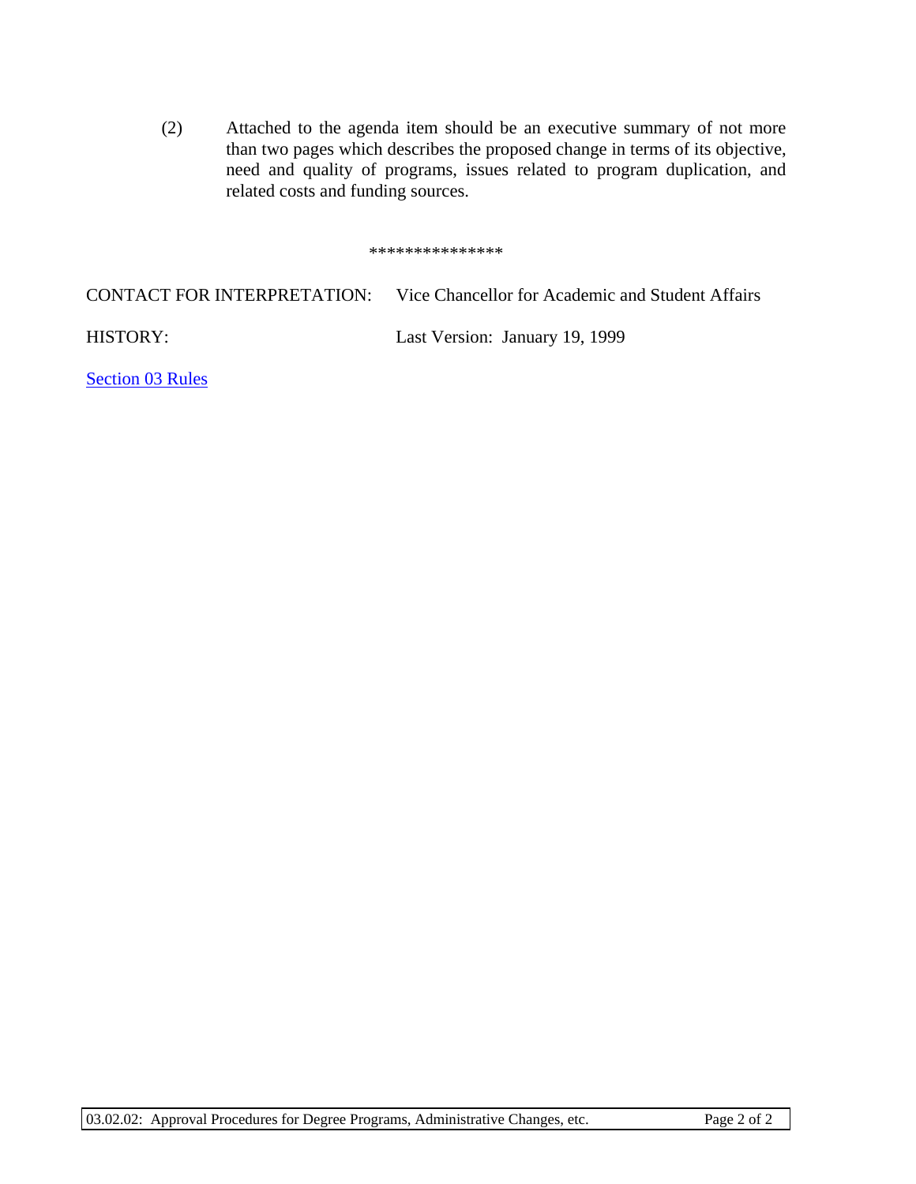(2) Attached to the agenda item should be an executive summary of not more than two pages which describes the proposed change in terms of its objective, need and quality of programs, issues related to program duplication, and related costs and funding sources.

***************

CONTACT FOR INTERPRETATION: Vice Chancellor for Academic and Student Affairs

HISTORY: Last Version: January 19, 1999

[Section 03 Rules]